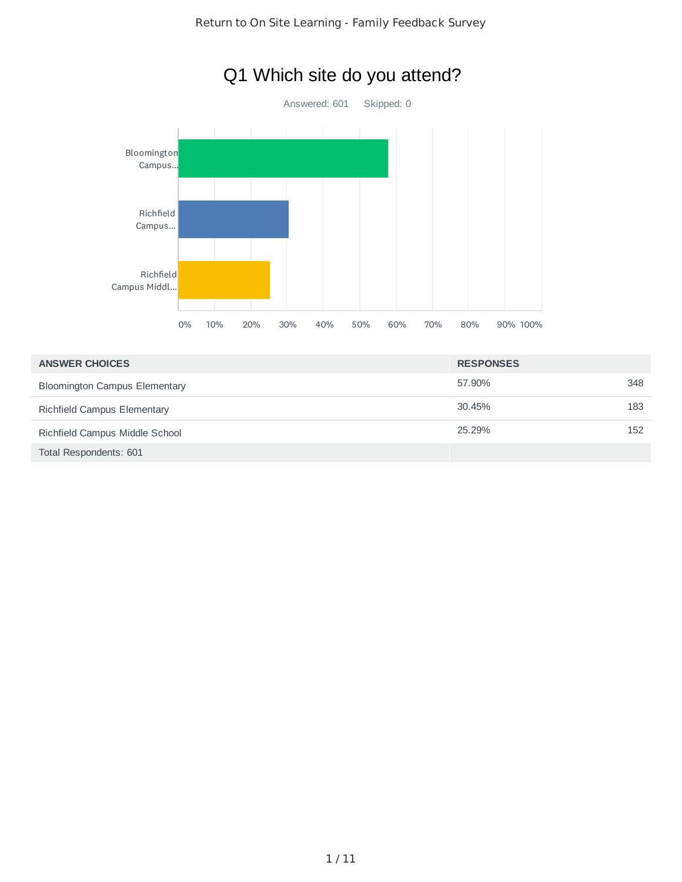# Return to On Site Learning - Family Feedback Survey

## Q1 Which site do you attend?

Answered: 601 Skipped: 0

| ANSWER CHOICES | RESPONSES | |
|---|---|---|
| Bloomington Campus Elementary | 57.90% | 348 |
| Richfield Campus Elementary | 30.45% | 183 |
| Richfield Campus Middle School | 25.29% | 152 |
| Total Respondents: 601 | | |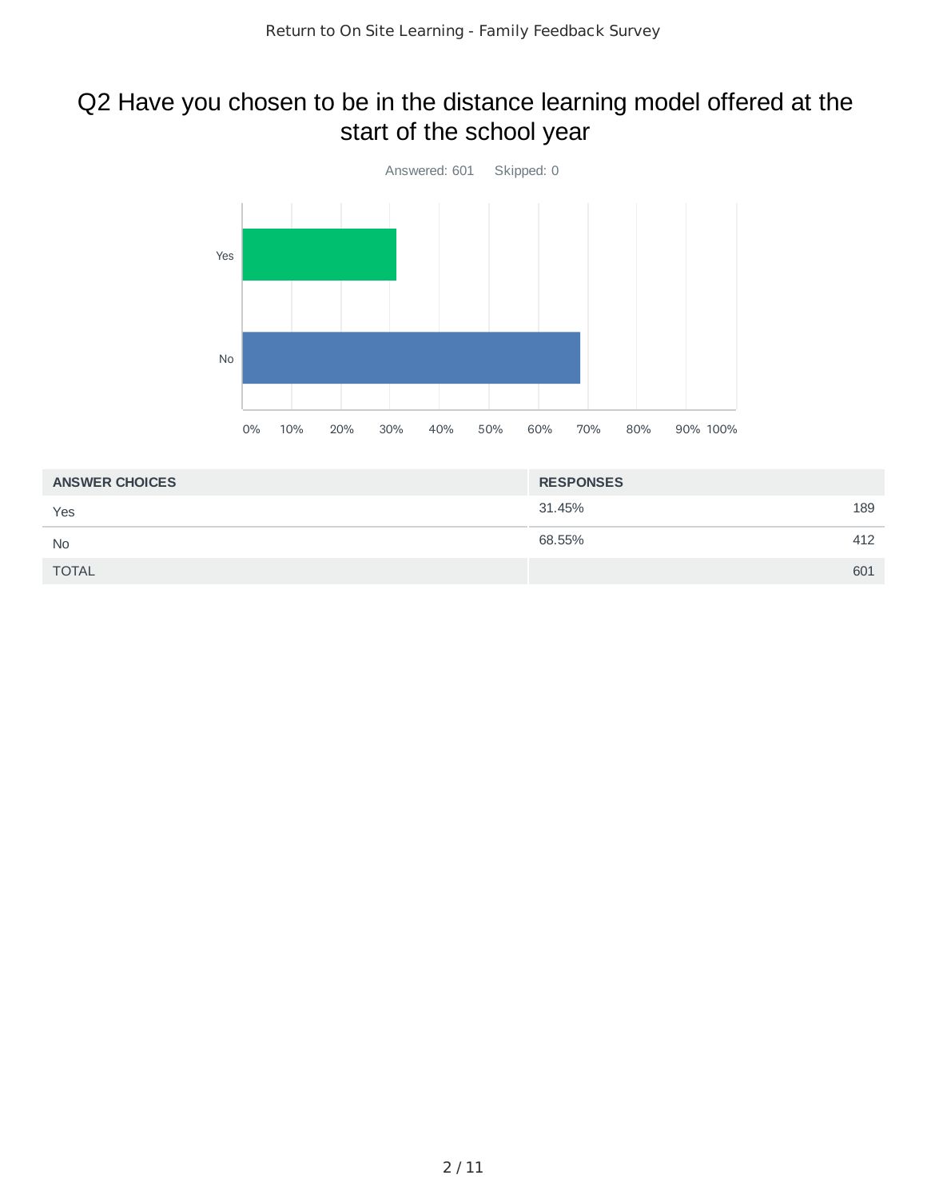# Q2 Have you chosen to be in the distance learning model offered at the start of the school year

Answered: 601 Skipped: 0

| ANSWER CHOICES | RESPONSES | |
|---|---|---|
| Yes | 31.45% | 189 |
| No | 68.55% | 412 |
| TOTAL | | 601 |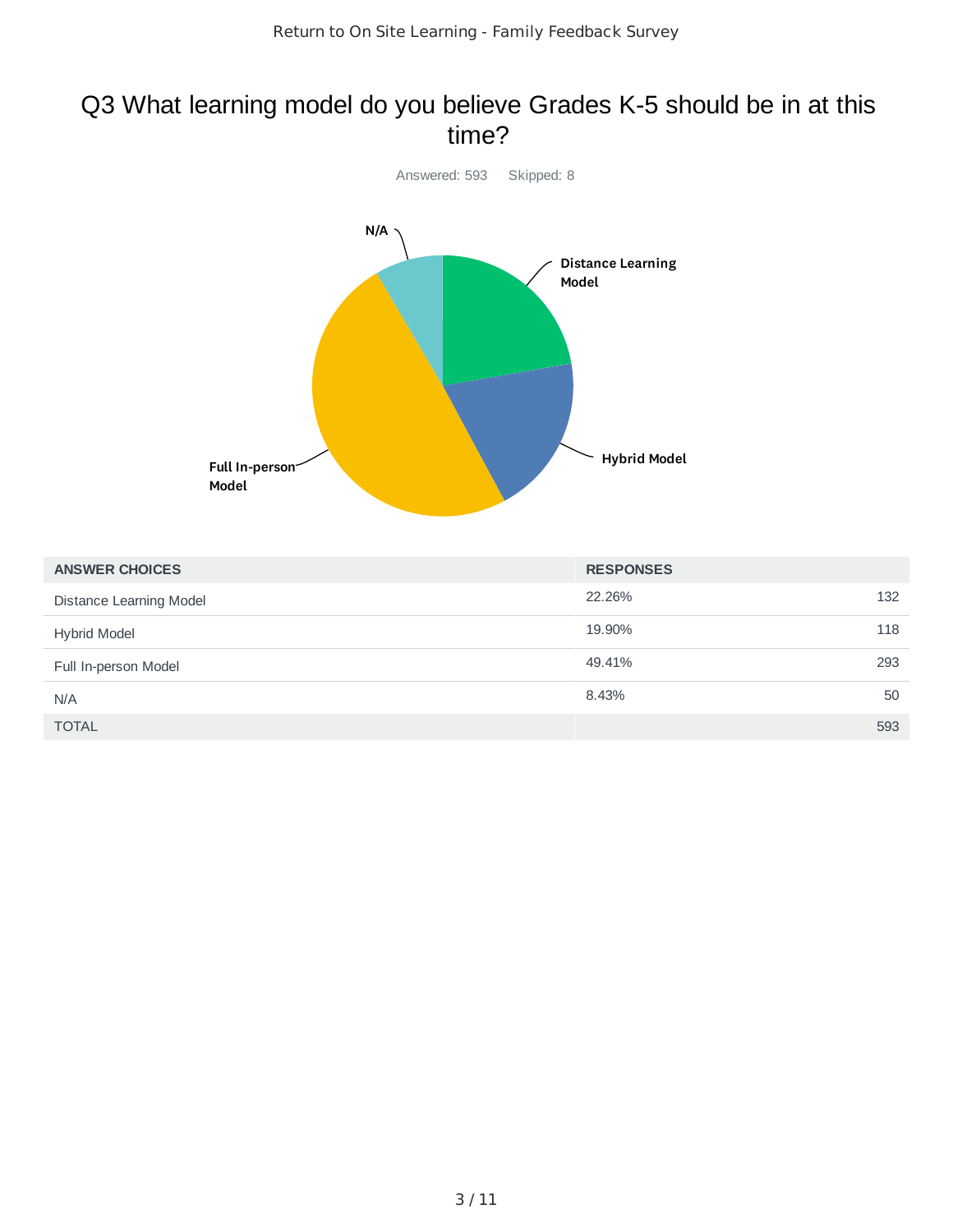# Q3 What learning model do you believe Grades K-5 should be in at this time?

Answered: 593 Skipped: 8

| ANSWER CHOICES | RESPONSES | |
|---|---|---|
| Distance Learning Model | 22.26% | 132 |
| Hybrid Model | 19.90% | 118 |
| Full In-person Model | 49.41% | 293 |
| N/A | 8.43% | 50 |
| TOTAL | | 593 |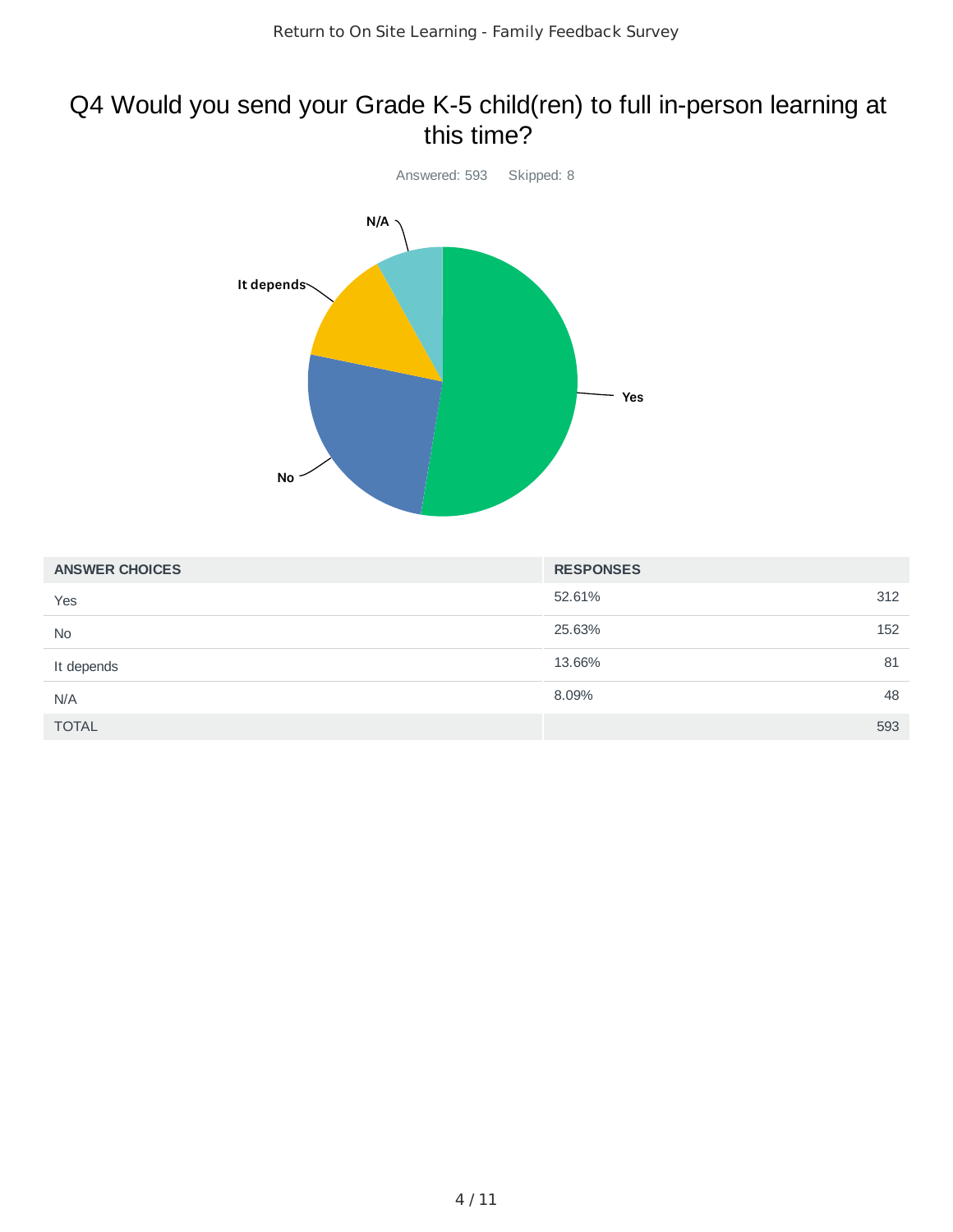## Q4 Would you send your Grade K-5 child(ren) to full in-person learning at this time?

Answered: 593 Skipped: 8

| ANSWER CHOICES | RESPONSES | |
|---|---|---|
| Yes | 52.61% | 312 |
| No | 25.63% | 152 |
| It depends | 13.66% | 81 |
| N/A | 8.09% | 48 |
| TOTAL | | 593 |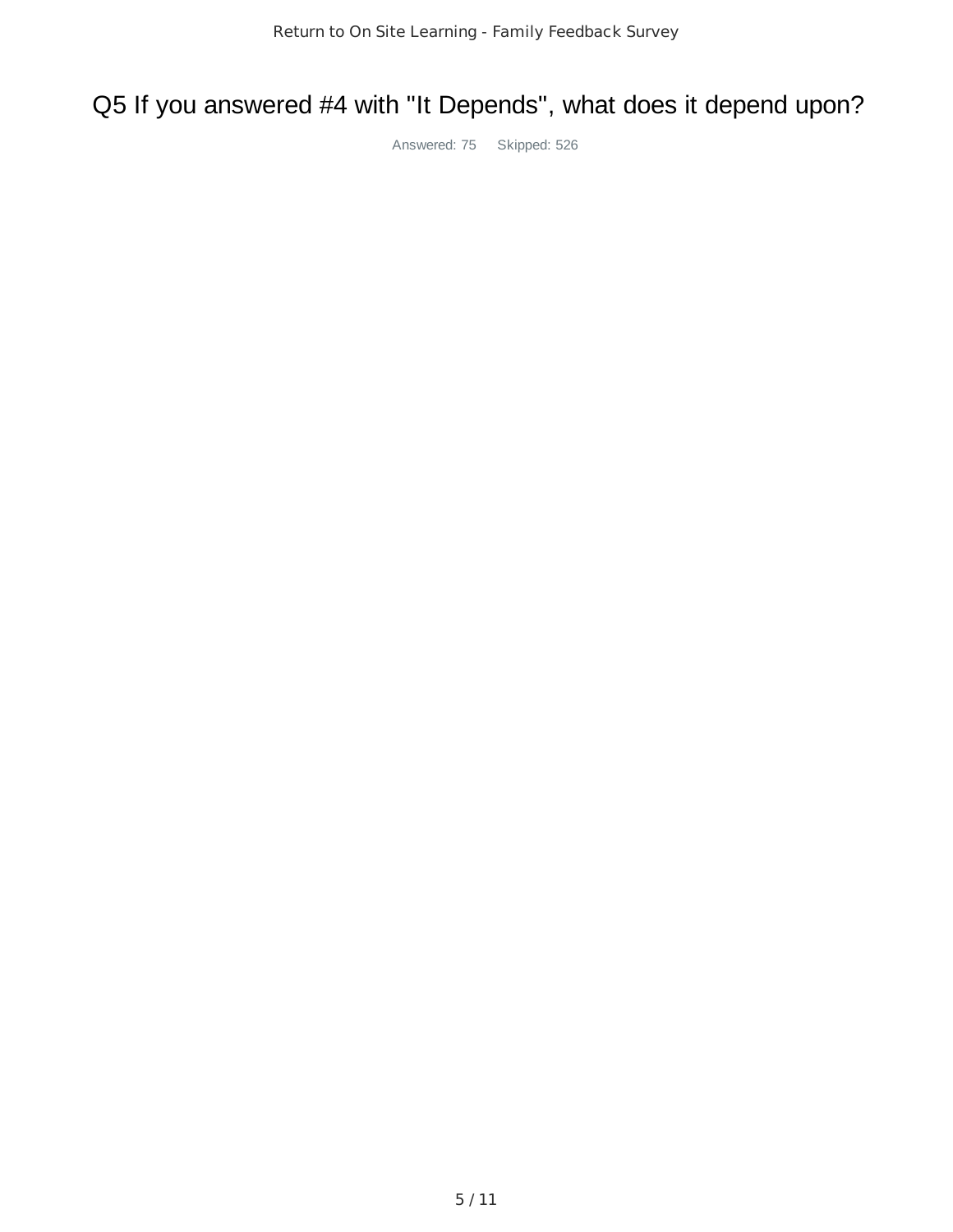# Q5 If you answered #4 with "It Depends", what does it depend upon?

Answered: 75 Skipped: 526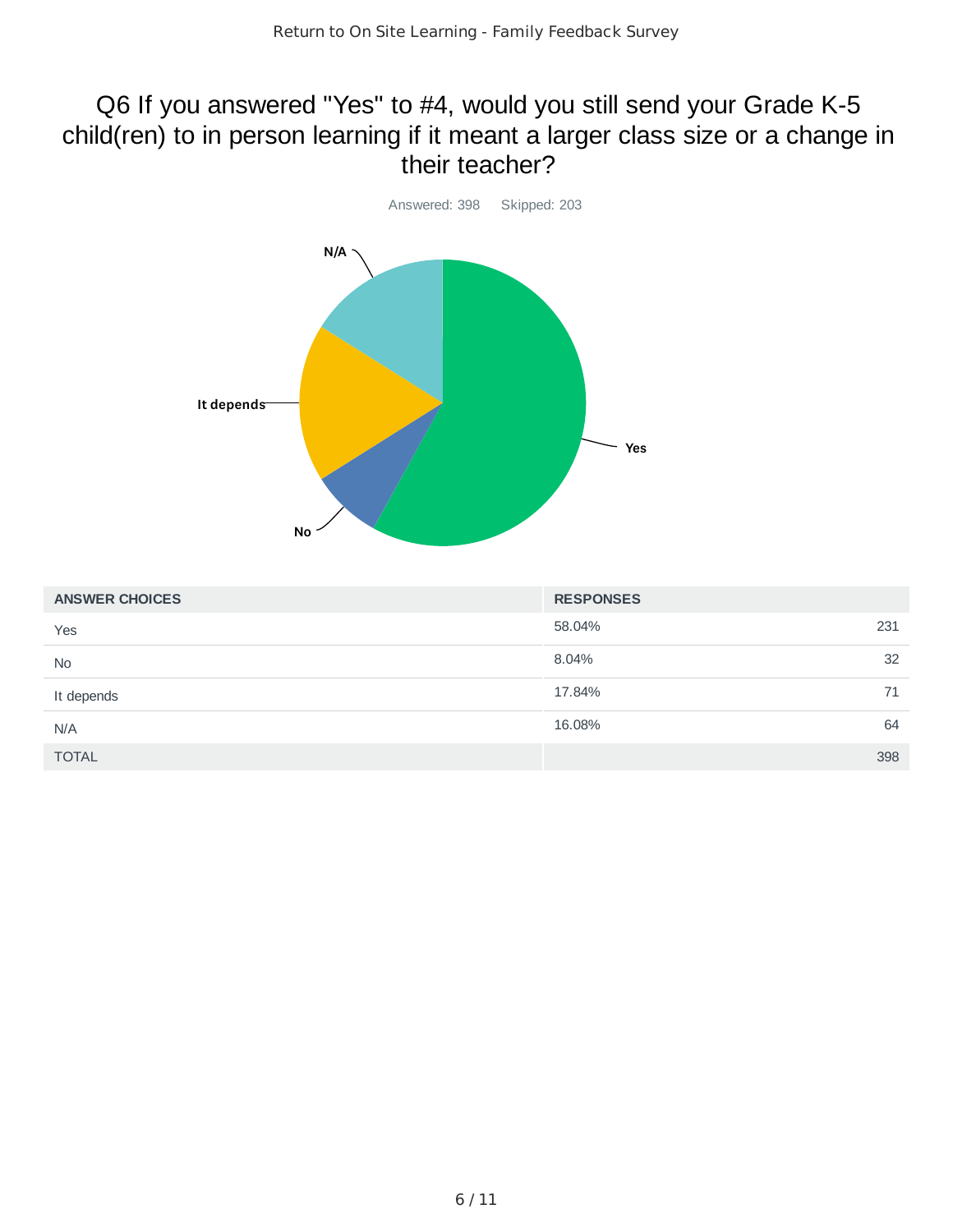## Q6 If you answered "Yes" to #4, would you still send your Grade K-5 child(ren) to in person learning if it meant a larger class size or a change in their teacher?

Answered: 398    Skipped: 203

| ANSWER CHOICES | RESPONSES | |
|---|---|---|
| Yes | 58.04% | 231 |
| No | 8.04% | 32 |
| It depends | 17.84% | 71 |
| N/A | 16.08% | 64 |
| TOTAL | | 398 |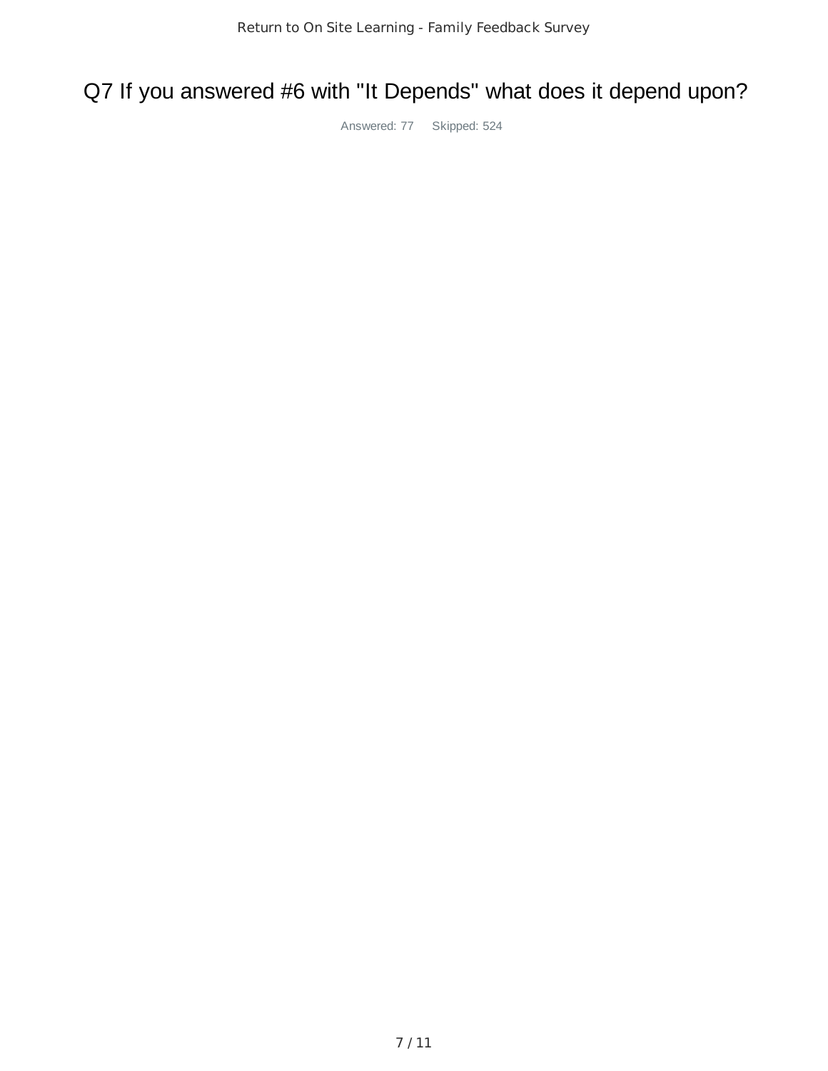# Q7 If you answered #6 with "It Depends" what does it depend upon?

Answered: 77 Skipped: 524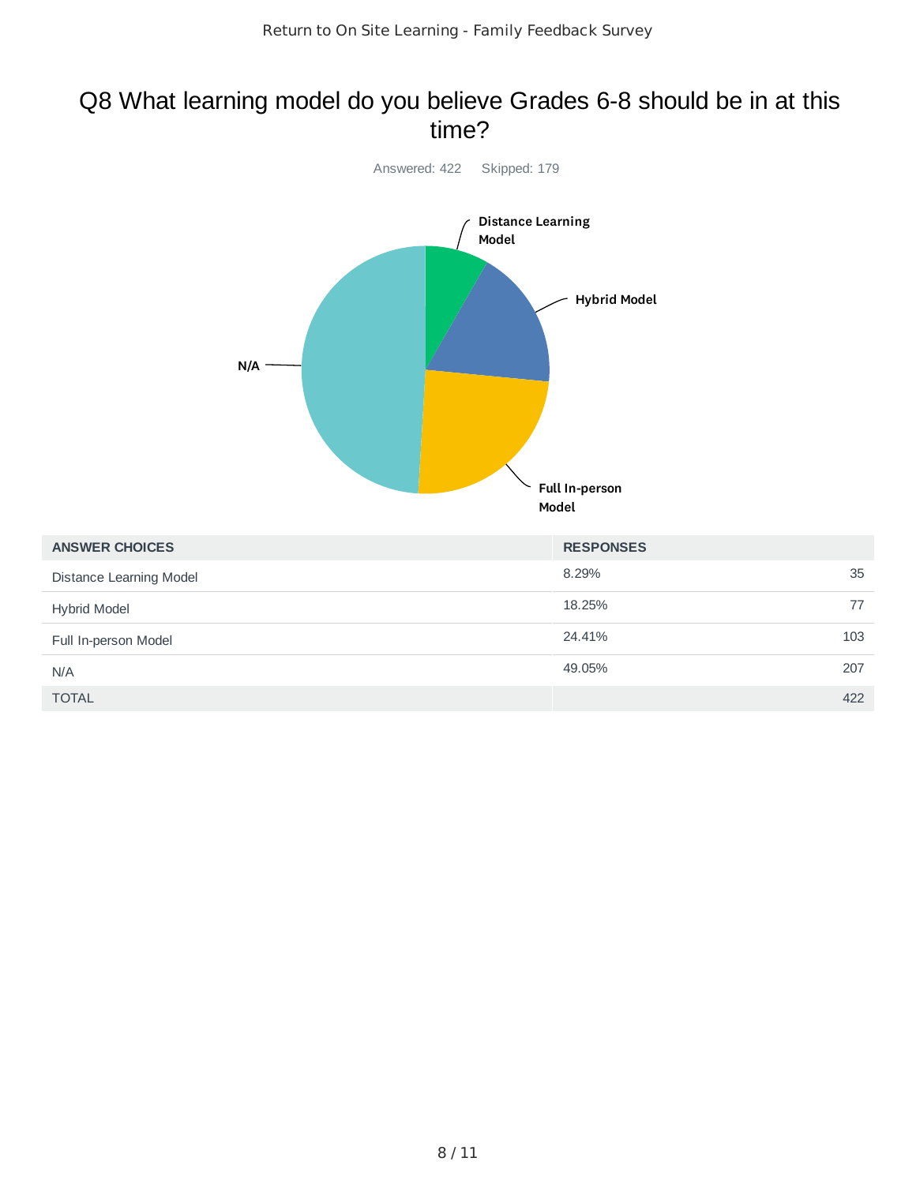# Q8 What learning model do you believe Grades 6-8 should be in at this time?

Answered: 422 Skipped: 179

| ANSWER CHOICES | RESPONSES | |
|---|---|---|
| Distance Learning Model | 8.29% | 35 |
| Hybrid Model | 18.25% | 77 |
| Full In-person Model | 24.41% | 103 |
| N/A | 49.05% | 207 |
| TOTAL | | 422 |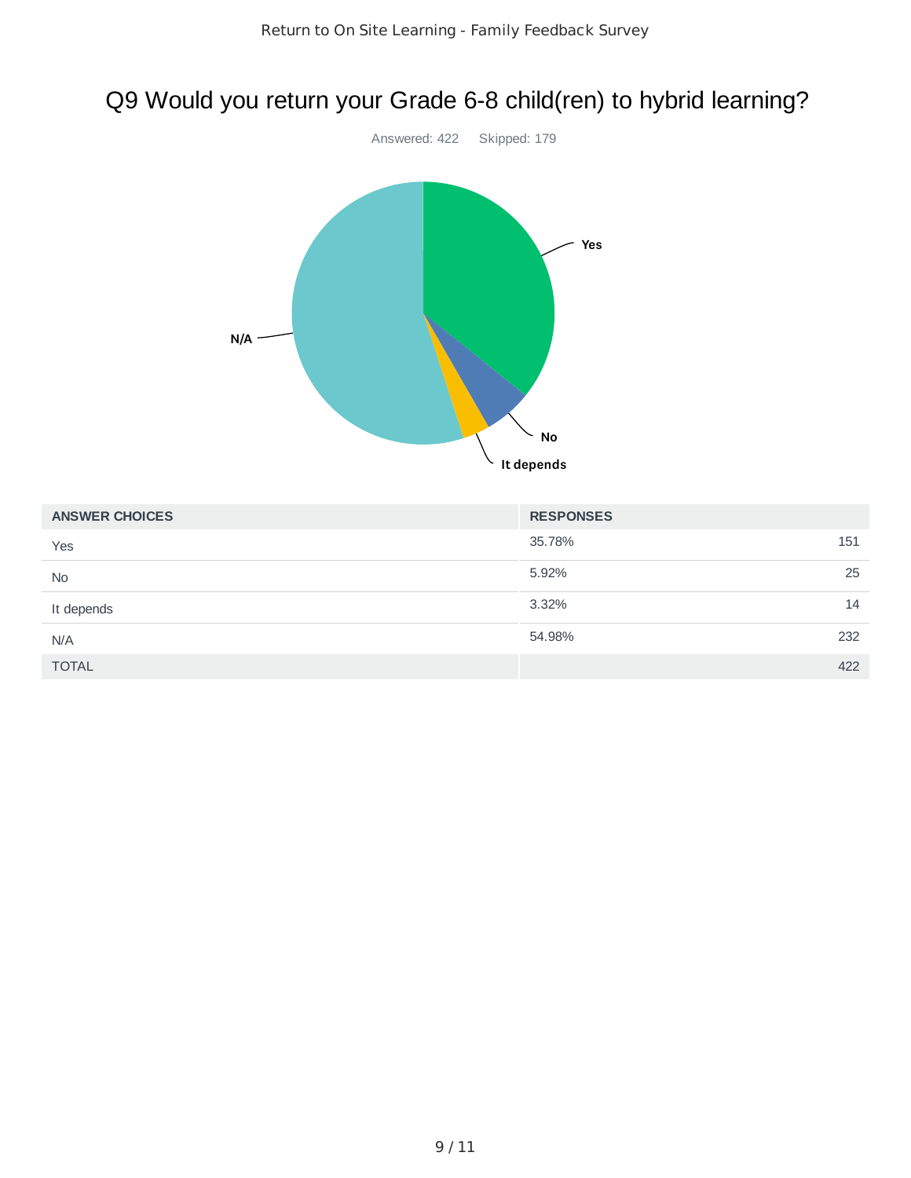# Q9 Would you return your Grade 6-8 child(ren) to hybrid learning?

Answered: 422 Skipped: 179

| ANSWER CHOICES | RESPONSES | |
|---|---|---|
| Yes | 35.78% | 151 |
| No | 5.92% | 25 |
| It depends | 3.32% | 14 |
| N/A | 54.98% | 232 |
| TOTAL | | 422 |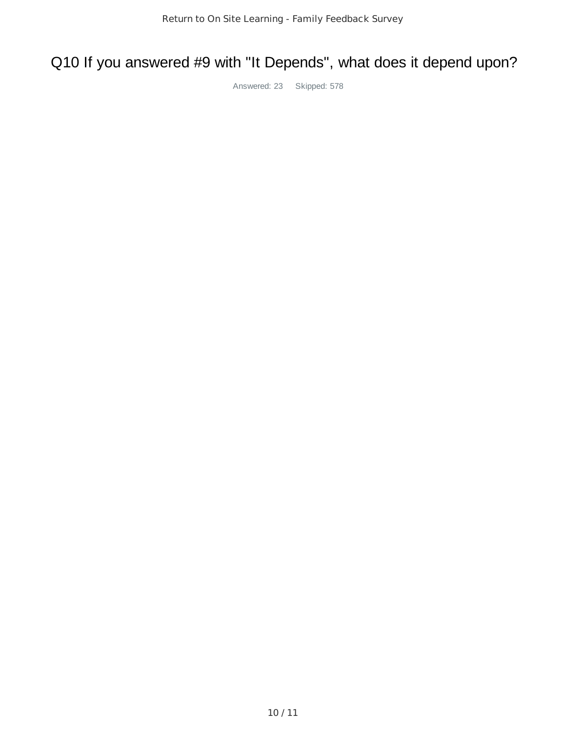# Q10 If you answered #9 with "It Depends", what does it depend upon?

Answered: 23 Skipped: 578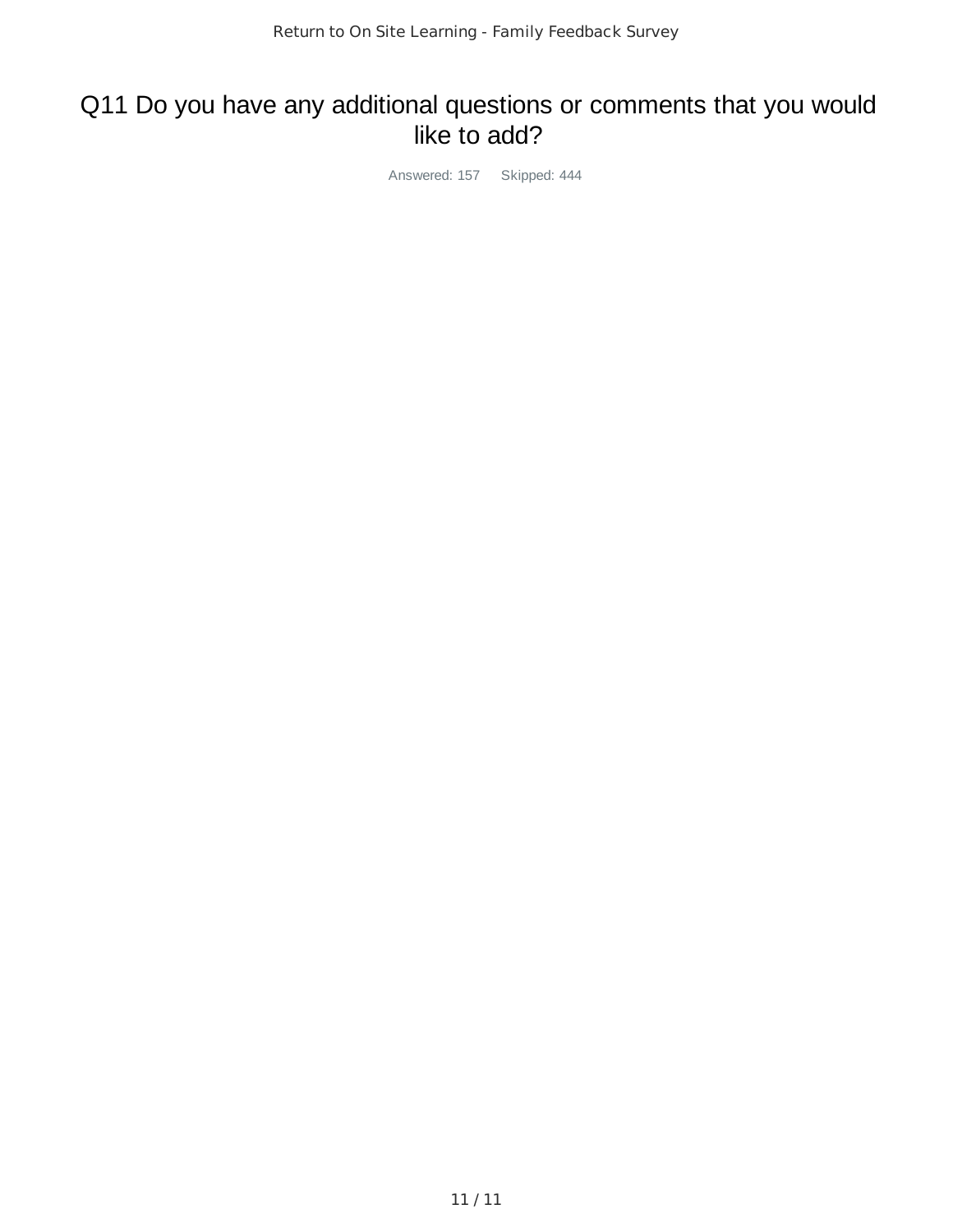# Q11 Do you have any additional questions or comments that you would like to add?

Answered: 157 Skipped: 444